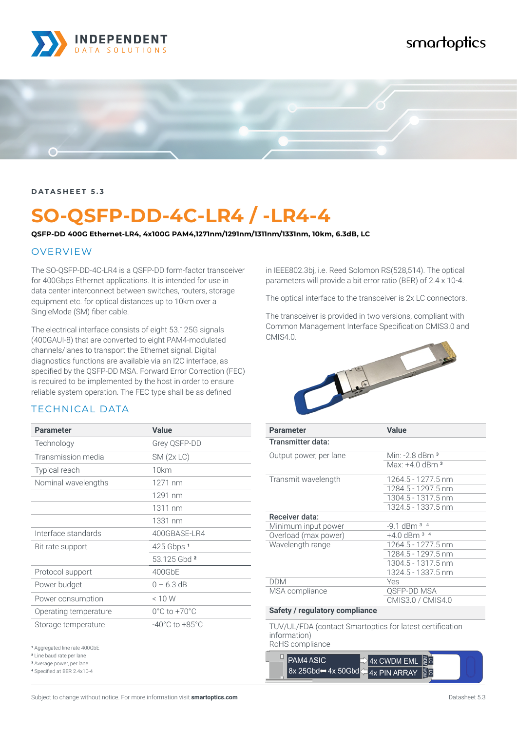DATASHEET 5.3

# SO-QSFP-DD-4C-LR4 / -LR4-4

**QSFP-DD 400G Ethernet-LR4, 4x100G PAM4,1271nm/1291nm/1311nm/1331nm, 10km, 6.3dB, LC**

## OVERVIEW

The SO-QSFP-DD-4C-LR4 is a QSFP-DD form-factor transceiver for 400Gbps Ethernet applications. It is intended for use in data center interconnect between switches, routers, storage equipment etc. for optical distances up to 10km over a SingleMode (SM) fiber cable.

The electrical interface consists of eight 53.125G signals (400GAUI-8) that are converted to eight PAM4-modulated channels/lanes to transport the Ethernet signal. Digital diagnostics functions are available via an I2C interface, as specified by the QSFP-DD MSA. Forward Error Correction (FEC) is required to be implemented by the host in order to ensure reliable system operation. The FEC type shall be as defined in IEEE802.3bj, i.e. Reed Solomon RS(528,514). The optical parameters will provide a bit error ratio (BER) of 2.4 x 10-4.

The optical interface to the transceiver is 2x LC connectors.

The transceiver is provided in two versions, compliant with Common Management Interface Specification CMIS3.0 and CMIS4.0.

## TECHNICAL DATA

| Parameter | Value |
|---|---|
| Technology | Grey QSFP-DD |
| Transmission media | SM (2x LC) |
| Typical reach | 10km |
| Nominal wavelengths | 1271 nm |
| | 1291 nm |
| | 1311 nm |
| | 1331 nm |
| Interface standards | 400GBASE-LR4 |
| Bit rate support | 425 Gbps [1] |
| | 53.125 Gbd [2] |
| Protocol support | 400GbE |
| Power budget | 0 – 6.3 dB |
| Power consumption | < 10 W |
| Operating temperature | 0°C to +70°C |
| Storage temperature | -40°C to +85°C |

[1] Aggregated line rate 400GbE
[2] Line baud rate per lane
[3] Average power, per lane
[4] Specified at BER 2.4x10-4

| Parameter | Value |
|---|---|
| **Transmitter data:** | |
| Output power, per lane | Min: -2.8 dBm [3] |
| | Max: +4.0 dBm [3] |
| Transmit wavelength | 1264.5 - 1277.5 nm |
| | 1284.5 - 1297.5 nm |
| | 1304.5 - 1317.5 nm |
| | 1324.5 - 1337.5 nm |
| **Receiver data:** | |
| Minimum input power | -9.1 dBm [3] [4] |
| Overload (max power) | +4.0 dBm [3] [4] |
| Wavelength range | 1264.5 - 1277.5 nm |
| | 1284.5 - 1297.5 nm |
| | 1304.5 - 1317.5 nm |
| | 1324.5 - 1337.5 nm |
| DDM | Yes |
| MSA compliance | QSFP-DD MSA |
| | CMIS3.0 / CMIS4.0 |
| **Safety / regulatory compliance** | |

TUV/UL/FDA (contact Smartoptics for latest certification information)
RoHS compliance

PAM4 ASIC 8x 25Gbd ⬌ 4x 50Gbd | 4x CWDM EML | 4x PIN ARRAY | MUX | DMX | LC

Subject to change without notice. For more information visit **smartoptics.com**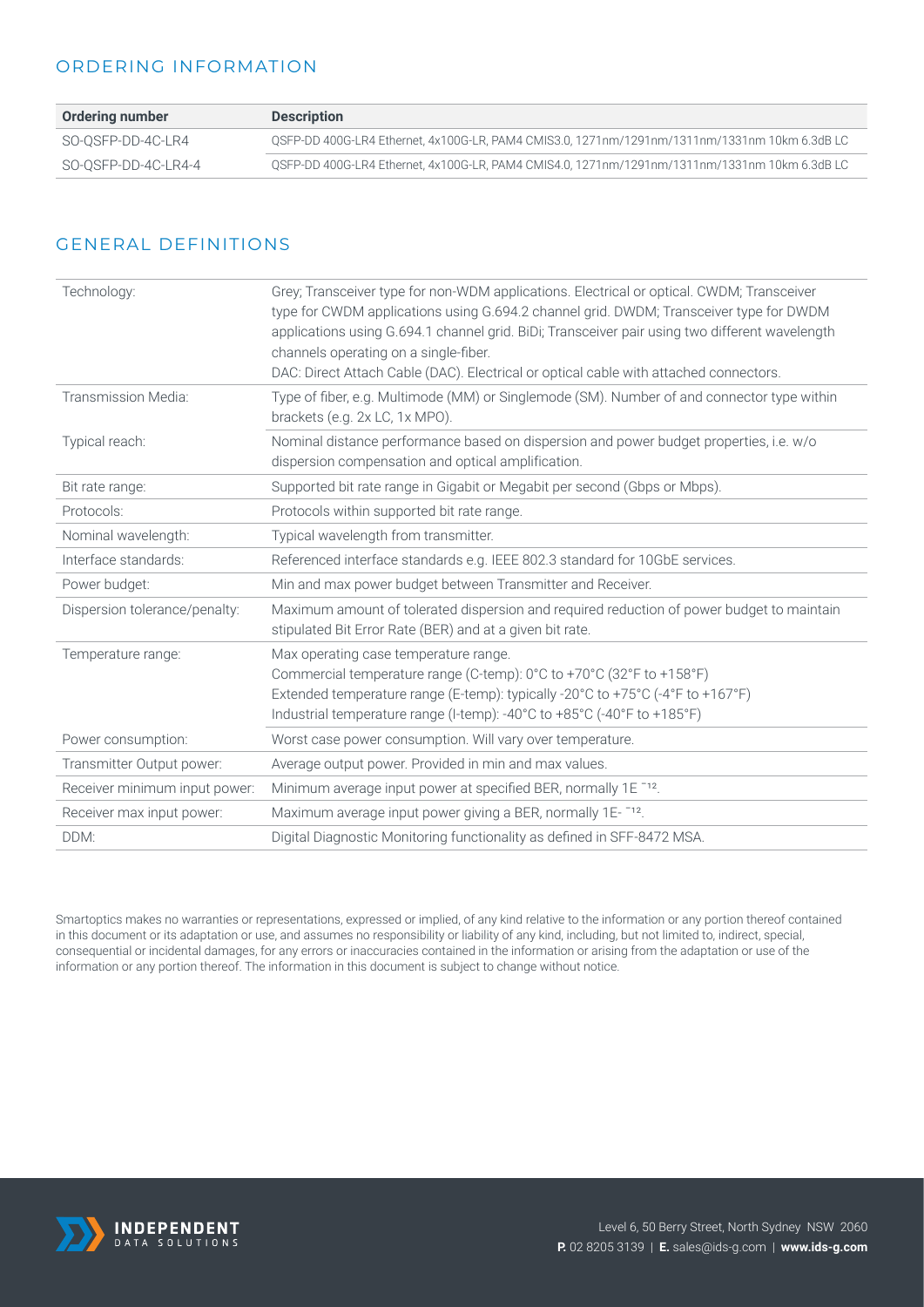## ORDERING INFORMATION

| Ordering number | Description |
| --- | --- |
| SO-QSFP-DD-4C-LR4 | QSFP-DD 400G-LR4 Ethernet, 4x100G-LR, PAM4 CMIS3.0, 1271nm/1291nm/1311nm/1331nm 10km 6.3dB LC |
| SO-QSFP-DD-4C-LR4-4 | QSFP-DD 400G-LR4 Ethernet, 4x100G-LR, PAM4 CMIS4.0, 1271nm/1291nm/1311nm/1331nm 10km 6.3dB LC |

## GENERAL DEFINITIONS

| | |
| --- | --- |
| Technology: | Grey; Transceiver type for non-WDM applications. Electrical or optical. CWDM; Transceiver type for CWDM applications using G.694.2 channel grid. DWDM; Transceiver type for DWDM applications using G.694.1 channel grid. BiDi; Transceiver pair using two different wavelength channels operating on a single-fiber.<br>DAC: Direct Attach Cable (DAC). Electrical or optical cable with attached connectors. |
| Transmission Media: | Type of fiber, e.g. Multimode (MM) or Singlemode (SM). Number of and connector type within brackets (e.g. 2x LC, 1x MPO). |
| Typical reach: | Nominal distance performance based on dispersion and power budget properties, i.e. w/o dispersion compensation and optical amplification. |
| Bit rate range: | Supported bit rate range in Gigabit or Megabit per second (Gbps or Mbps). |
| Protocols: | Protocols within supported bit rate range. |
| Nominal wavelength: | Typical wavelength from transmitter. |
| Interface standards: | Referenced interface standards e.g. IEEE 802.3 standard for 10GbE services. |
| Power budget: | Min and max power budget between Transmitter and Receiver. |
| Dispersion tolerance/penalty: | Maximum amount of tolerated dispersion and required reduction of power budget to maintain stipulated Bit Error Rate (BER) and at a given bit rate. |
| Temperature range: | Max operating case temperature range.<br>Commercial temperature range (C-temp): 0°C to +70°C (32°F to +158°F)<br>Extended temperature range (E-temp): typically -20°C to +75°C (-4°F to +167°F)<br>Industrial temperature range (I-temp): -40°C to +85°C (-40°F to +185°F) |
| Power consumption: | Worst case power consumption. Will vary over temperature. |
| Transmitter Output power: | Average output power. Provided in min and max values. |
| Receiver minimum input power: | Minimum average input power at specified BER, normally 1E $^{-12}$. |
| Receiver max input power: | Maximum average input power giving a BER, normally 1E- $^{-12}$. |
| DDM: | Digital Diagnostic Monitoring functionality as defined in SFF-8472 MSA. |

Smartoptics makes no warranties or representations, expressed or implied, of any kind relative to the information or any portion thereof contained in this document or its adaptation or use, and assumes no responsibility or liability of any kind, including, but not limited to, indirect, special, consequential or incidental damages, for any errors or inaccuracies contained in the information or arising from the adaptation or use of the information or any portion thereof. The information in this document is subject to change without notice.